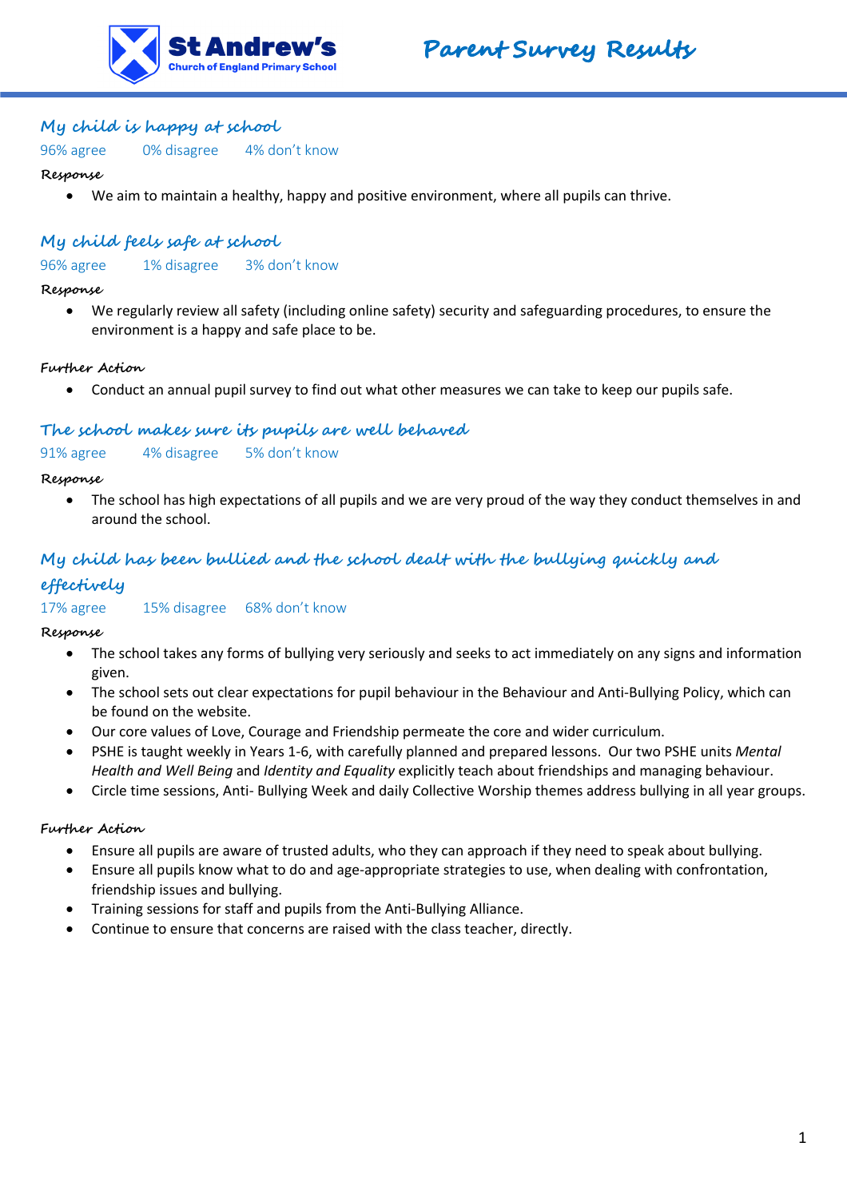St Andrew's
Church of England Primary School

# Parent Survey Results

## My child is happy at school

96% agree     0% disagree     4% don't know

**Response**

- We aim to maintain a healthy, happy and positive environment, where all pupils can thrive.

## My child feels safe at school

96% agree     1% disagree     3% don't know

**Response**

- We regularly review all safety (including online safety) security and safeguarding procedures, to ensure the environment is a happy and safe place to be.

**Further Action**

- Conduct an annual pupil survey to find out what other measures we can take to keep our pupils safe.

## The school makes sure its pupils are well behaved

91% agree     4% disagree     5% don't know

**Response**

- The school has high expectations of all pupils and we are very proud of the way they conduct themselves in and around the school.

## My child has been bullied and the school dealt with the bullying quickly and effectively

17% agree     15% disagree     68% don't know

**Response**

- The school takes any forms of bullying very seriously and seeks to act immediately on any signs and information given.
- The school sets out clear expectations for pupil behaviour in the Behaviour and Anti-Bullying Policy, which can be found on the website.
- Our core values of Love, Courage and Friendship permeate the core and wider curriculum.
- PSHE is taught weekly in Years 1-6, with carefully planned and prepared lessons. Our two PSHE units *Mental Health and Well Being* and *Identity and Equality* explicitly teach about friendships and managing behaviour.
- Circle time sessions, Anti- Bullying Week and daily Collective Worship themes address bullying in all year groups.

**Further Action**

- Ensure all pupils are aware of trusted adults, who they can approach if they need to speak about bullying.
- Ensure all pupils know what to do and age-appropriate strategies to use, when dealing with confrontation, friendship issues and bullying.
- Training sessions for staff and pupils from the Anti-Bullying Alliance.
- Continue to ensure that concerns are raised with the class teacher, directly.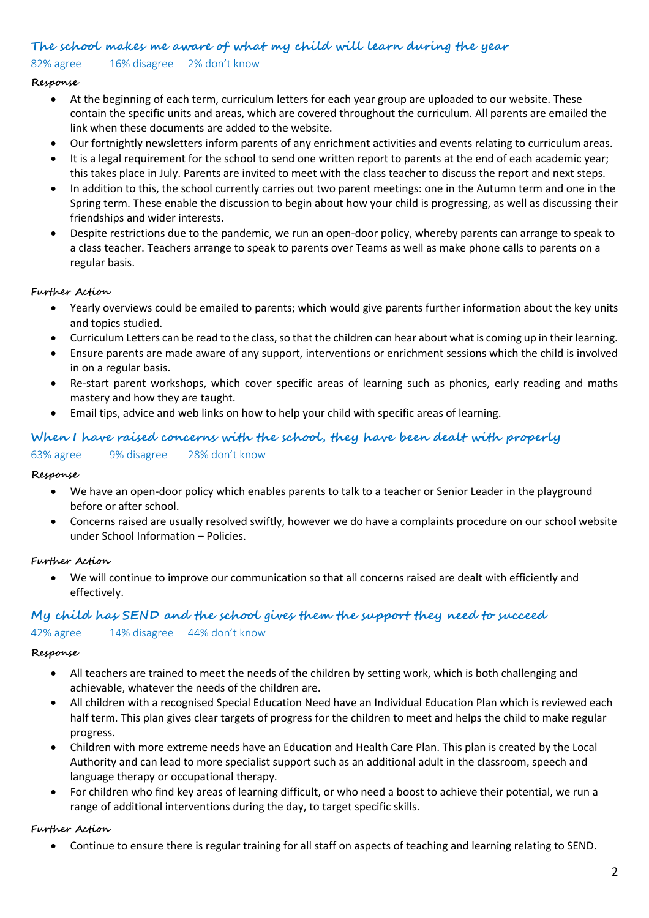## The school makes me aware of what my child will learn during the year

82% agree 16% disagree 2% don't know

**Response**

- At the beginning of each term, curriculum letters for each year group are uploaded to our website. These contain the specific units and areas, which are covered throughout the curriculum. All parents are emailed the link when these documents are added to the website.
- Our fortnightly newsletters inform parents of any enrichment activities and events relating to curriculum areas.
- It is a legal requirement for the school to send one written report to parents at the end of each academic year; this takes place in July. Parents are invited to meet with the class teacher to discuss the report and next steps.
- In addition to this, the school currently carries out two parent meetings: one in the Autumn term and one in the Spring term. These enable the discussion to begin about how your child is progressing, as well as discussing their friendships and wider interests.
- Despite restrictions due to the pandemic, we run an open-door policy, whereby parents can arrange to speak to a class teacher. Teachers arrange to speak to parents over Teams as well as make phone calls to parents on a regular basis.

**Further Action**

- Yearly overviews could be emailed to parents; which would give parents further information about the key units and topics studied.
- Curriculum Letters can be read to the class, so that the children can hear about what is coming up in their learning.
- Ensure parents are made aware of any support, interventions or enrichment sessions which the child is involved in on a regular basis.
- Re-start parent workshops, which cover specific areas of learning such as phonics, early reading and maths mastery and how they are taught.
- Email tips, advice and web links on how to help your child with specific areas of learning.

## When I have raised concerns with the school, they have been dealt with properly

63% agree 9% disagree 28% don't know

**Response**

- We have an open-door policy which enables parents to talk to a teacher or Senior Leader in the playground before or after school.
- Concerns raised are usually resolved swiftly, however we do have a complaints procedure on our school website under School Information – Policies.

**Further Action**

- We will continue to improve our communication so that all concerns raised are dealt with efficiently and effectively.

## My child has SEND and the school gives them the support they need to succeed

42% agree 14% disagree 44% don't know

**Response**

- All teachers are trained to meet the needs of the children by setting work, which is both challenging and achievable, whatever the needs of the children are.
- All children with a recognised Special Education Need have an Individual Education Plan which is reviewed each half term. This plan gives clear targets of progress for the children to meet and helps the child to make regular progress.
- Children with more extreme needs have an Education and Health Care Plan. This plan is created by the Local Authority and can lead to more specialist support such as an additional adult in the classroom, speech and language therapy or occupational therapy.
- For children who find key areas of learning difficult, or who need a boost to achieve their potential, we run a range of additional interventions during the day, to target specific skills.

**Further Action**

- Continue to ensure there is regular training for all staff on aspects of teaching and learning relating to SEND.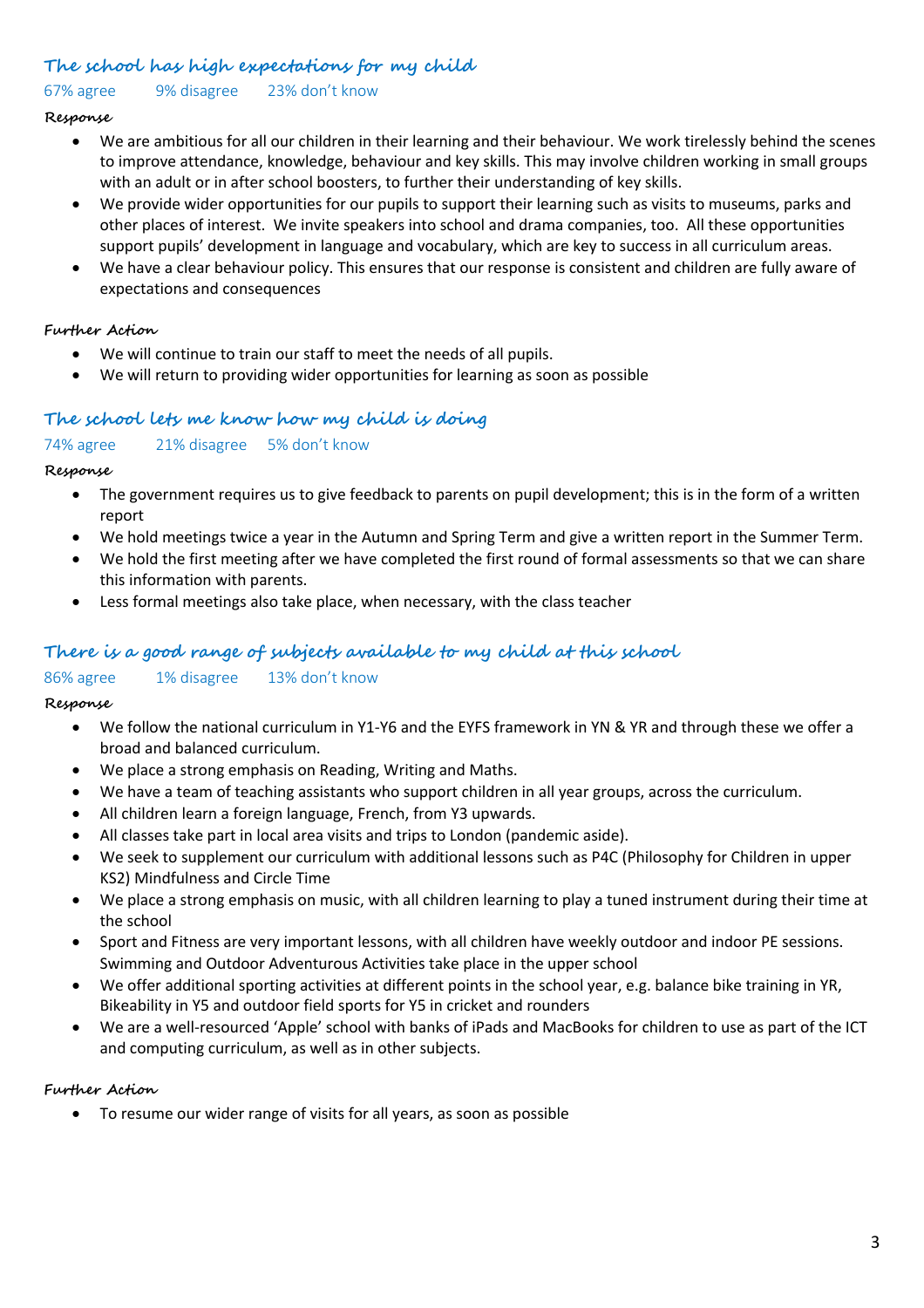## The school has high expectations for my child

67% agree 9% disagree 23% don't know

**Response**

- We are ambitious for all our children in their learning and their behaviour. We work tirelessly behind the scenes to improve attendance, knowledge, behaviour and key skills. This may involve children working in small groups with an adult or in after school boosters, to further their understanding of key skills.
- We provide wider opportunities for our pupils to support their learning such as visits to museums, parks and other places of interest. We invite speakers into school and drama companies, too. All these opportunities support pupils' development in language and vocabulary, which are key to success in all curriculum areas.
- We have a clear behaviour policy. This ensures that our response is consistent and children are fully aware of expectations and consequences

**Further Action**

- We will continue to train our staff to meet the needs of all pupils.
- We will return to providing wider opportunities for learning as soon as possible

## The school lets me know how my child is doing

74% agree 21% disagree 5% don't know

**Response**

- The government requires us to give feedback to parents on pupil development; this is in the form of a written report
- We hold meetings twice a year in the Autumn and Spring Term and give a written report in the Summer Term.
- We hold the first meeting after we have completed the first round of formal assessments so that we can share this information with parents.
- Less formal meetings also take place, when necessary, with the class teacher

## There is a good range of subjects available to my child at this school

86% agree 1% disagree 13% don't know

**Response**

- We follow the national curriculum in Y1-Y6 and the EYFS framework in YN & YR and through these we offer a broad and balanced curriculum.
- We place a strong emphasis on Reading, Writing and Maths.
- We have a team of teaching assistants who support children in all year groups, across the curriculum.
- All children learn a foreign language, French, from Y3 upwards.
- All classes take part in local area visits and trips to London (pandemic aside).
- We seek to supplement our curriculum with additional lessons such as P4C (Philosophy for Children in upper KS2) Mindfulness and Circle Time
- We place a strong emphasis on music, with all children learning to play a tuned instrument during their time at the school
- Sport and Fitness are very important lessons, with all children have weekly outdoor and indoor PE sessions. Swimming and Outdoor Adventurous Activities take place in the upper school
- We offer additional sporting activities at different points in the school year, e.g. balance bike training in YR, Bikeability in Y5 and outdoor field sports for Y5 in cricket and rounders
- We are a well-resourced 'Apple' school with banks of iPads and MacBooks for children to use as part of the ICT and computing curriculum, as well as in other subjects.

**Further Action**

- To resume our wider range of visits for all years, as soon as possible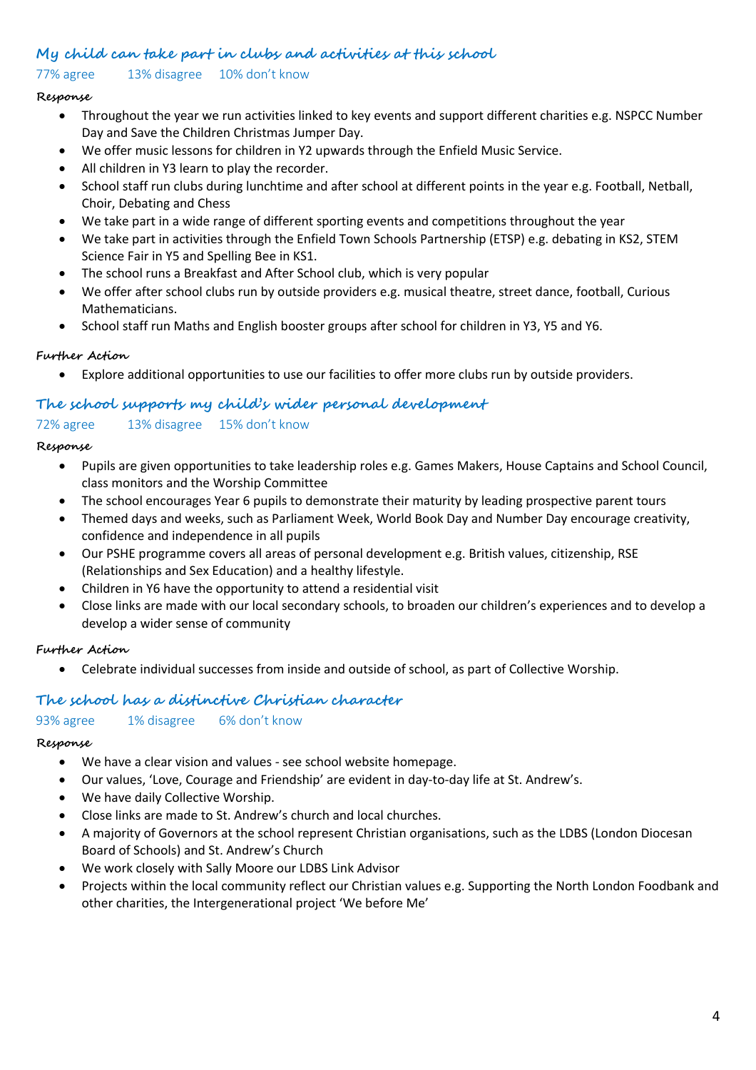## My child can take part in clubs and activities at this school

77% agree    13% disagree    10% don't know

**Response**

- Throughout the year we run activities linked to key events and support different charities e.g. NSPCC Number Day and Save the Children Christmas Jumper Day.
- We offer music lessons for children in Y2 upwards through the Enfield Music Service.
- All children in Y3 learn to play the recorder.
- School staff run clubs during lunchtime and after school at different points in the year e.g. Football, Netball, Choir, Debating and Chess
- We take part in a wide range of different sporting events and competitions throughout the year
- We take part in activities through the Enfield Town Schools Partnership (ETSP) e.g. debating in KS2, STEM Science Fair in Y5 and Spelling Bee in KS1.
- The school runs a Breakfast and After School club, which is very popular
- We offer after school clubs run by outside providers e.g. musical theatre, street dance, football, Curious Mathematicians.
- School staff run Maths and English booster groups after school for children in Y3, Y5 and Y6.

**Further Action**

- Explore additional opportunities to use our facilities to offer more clubs run by outside providers.

## The school supports my child's wider personal development

72% agree    13% disagree    15% don't know

**Response**

- Pupils are given opportunities to take leadership roles e.g. Games Makers, House Captains and School Council, class monitors and the Worship Committee
- The school encourages Year 6 pupils to demonstrate their maturity by leading prospective parent tours
- Themed days and weeks, such as Parliament Week, World Book Day and Number Day encourage creativity, confidence and independence in all pupils
- Our PSHE programme covers all areas of personal development e.g. British values, citizenship, RSE (Relationships and Sex Education) and a healthy lifestyle.
- Children in Y6 have the opportunity to attend a residential visit
- Close links are made with our local secondary schools, to broaden our children's experiences and to develop a develop a wider sense of community

**Further Action**

- Celebrate individual successes from inside and outside of school, as part of Collective Worship.

## The school has a distinctive Christian character

93% agree    1% disagree    6% don't know

**Response**

- We have a clear vision and values - see school website homepage.
- Our values, 'Love, Courage and Friendship' are evident in day-to-day life at St. Andrew's.
- We have daily Collective Worship.
- Close links are made to St. Andrew's church and local churches.
- A majority of Governors at the school represent Christian organisations, such as the LDBS (London Diocesan Board of Schools) and St. Andrew's Church
- We work closely with Sally Moore our LDBS Link Advisor
- Projects within the local community reflect our Christian values e.g. Supporting the North London Foodbank and other charities, the Intergenerational project 'We before Me'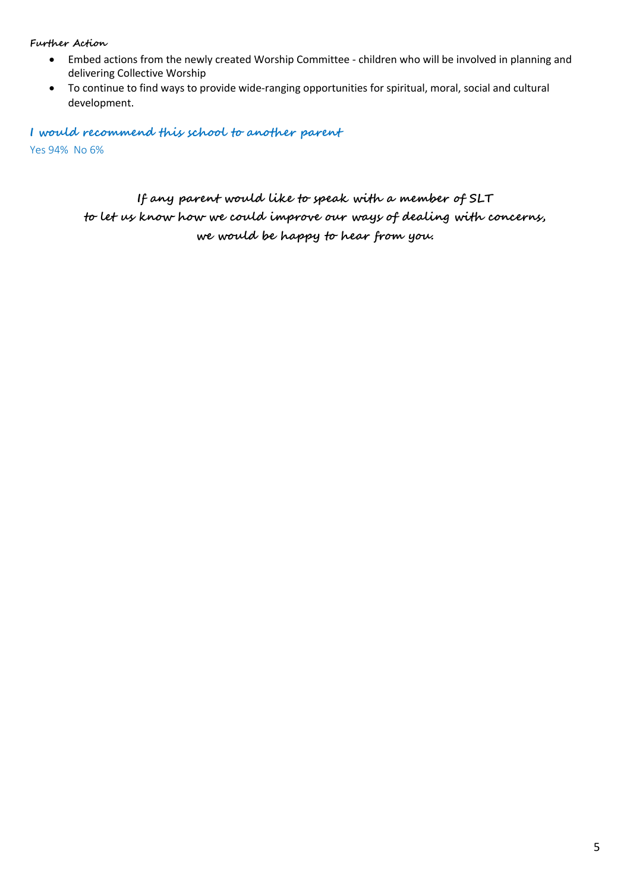**Further Action**

- Embed actions from the newly created Worship Committee - children who will be involved in planning and delivering Collective Worship
- To continue to find ways to provide wide-ranging opportunities for spiritual, moral, social and cultural development.

### I would recommend this school to another parent

Yes 94%  No 6%

**If any parent would like to speak with a member of SLT to let us know how we could improve our ways of dealing with concerns, we would be happy to hear from you.**